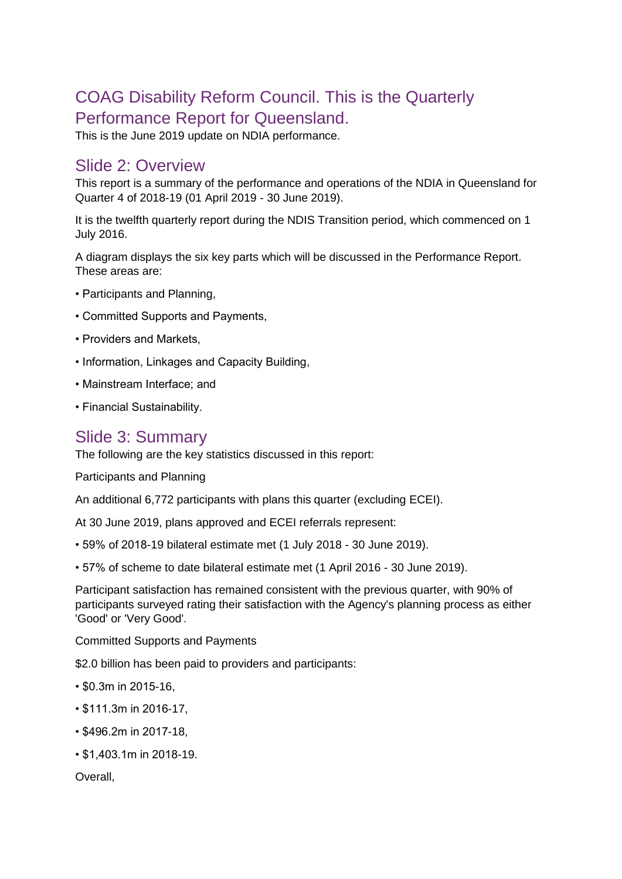# COAG Disability Reform Council. This is the Quarterly Performance Report for Queensland.

This is the June 2019 update on NDIA performance.

## Slide 2: Overview

This report is a summary of the performance and operations of the NDIA in Queensland for Quarter 4 of 2018-19 (01 April 2019 - 30 June 2019).

It is the twelfth quarterly report during the NDIS Transition period, which commenced on 1 July 2016.

A diagram displays the six key parts which will be discussed in the Performance Report. These areas are:

- Participants and Planning,
- Committed Supports and Payments,
- Providers and Markets,
- Information, Linkages and Capacity Building,
- Mainstream Interface; and
- Financial Sustainability.

## Slide 3: Summary

The following are the key statistics discussed in this report:

Participants and Planning

An additional 6,772 participants with plans this quarter (excluding ECEI).

At 30 June 2019, plans approved and ECEI referrals represent:

- 59% of 2018-19 bilateral estimate met (1 July 2018 - 30 June 2019).
- 57% of scheme to date bilateral estimate met (1 April 2016 - 30 June 2019).

Participant satisfaction has remained consistent with the previous quarter, with 90% of participants surveyed rating their satisfaction with the Agency's planning process as either 'Good' or 'Very Good'.

Committed Supports and Payments

$2.0 billion has been paid to providers and participants:

- $0.3m in 2015-16,
- $111.3m in 2016-17,
- $496.2m in 2017-18,
- $1,403.1m in 2018-19.

Overall,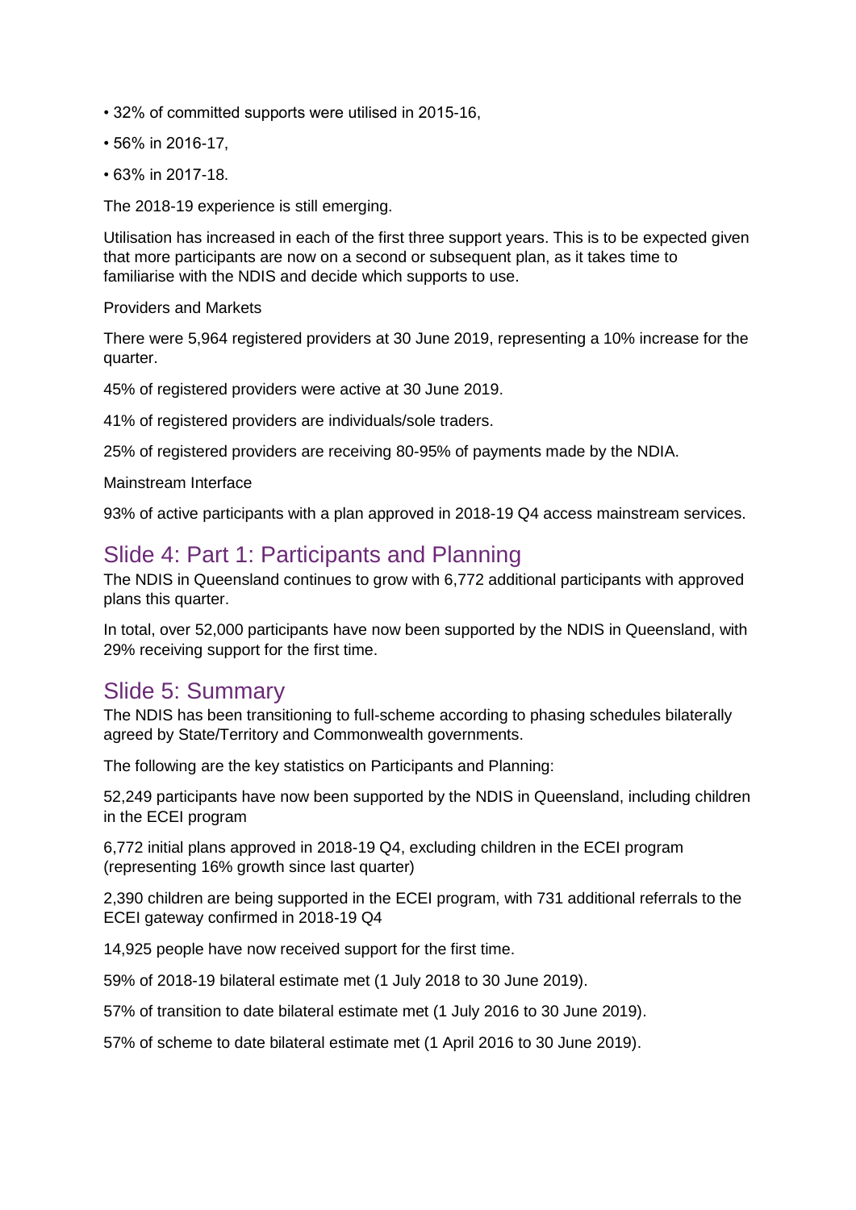- 32% of committed supports were utilised in 2015-16,
- 56% in 2016-17,
- 63% in 2017-18.

The 2018-19 experience is still emerging.

Utilisation has increased in each of the first three support years. This is to be expected given that more participants are now on a second or subsequent plan, as it takes time to familiarise with the NDIS and decide which supports to use.

Providers and Markets

There were 5,964 registered providers at 30 June 2019, representing a 10% increase for the quarter.

45% of registered providers were active at 30 June 2019.

41% of registered providers are individuals/sole traders.

25% of registered providers are receiving 80-95% of payments made by the NDIA.

Mainstream Interface

93% of active participants with a plan approved in 2018-19 Q4 access mainstream services.

## Slide 4: Part 1: Participants and Planning

The NDIS in Queensland continues to grow with 6,772 additional participants with approved plans this quarter.

In total, over 52,000 participants have now been supported by the NDIS in Queensland, with 29% receiving support for the first time.

## Slide 5: Summary

The NDIS has been transitioning to full-scheme according to phasing schedules bilaterally agreed by State/Territory and Commonwealth governments.

The following are the key statistics on Participants and Planning:

52,249 participants have now been supported by the NDIS in Queensland, including children in the ECEI program

6,772 initial plans approved in 2018-19 Q4, excluding children in the ECEI program (representing 16% growth since last quarter)

2,390 children are being supported in the ECEI program, with 731 additional referrals to the ECEI gateway confirmed in 2018-19 Q4

14,925 people have now received support for the first time.

59% of 2018-19 bilateral estimate met (1 July 2018 to 30 June 2019).

57% of transition to date bilateral estimate met (1 July 2016 to 30 June 2019).

57% of scheme to date bilateral estimate met (1 April 2016 to 30 June 2019).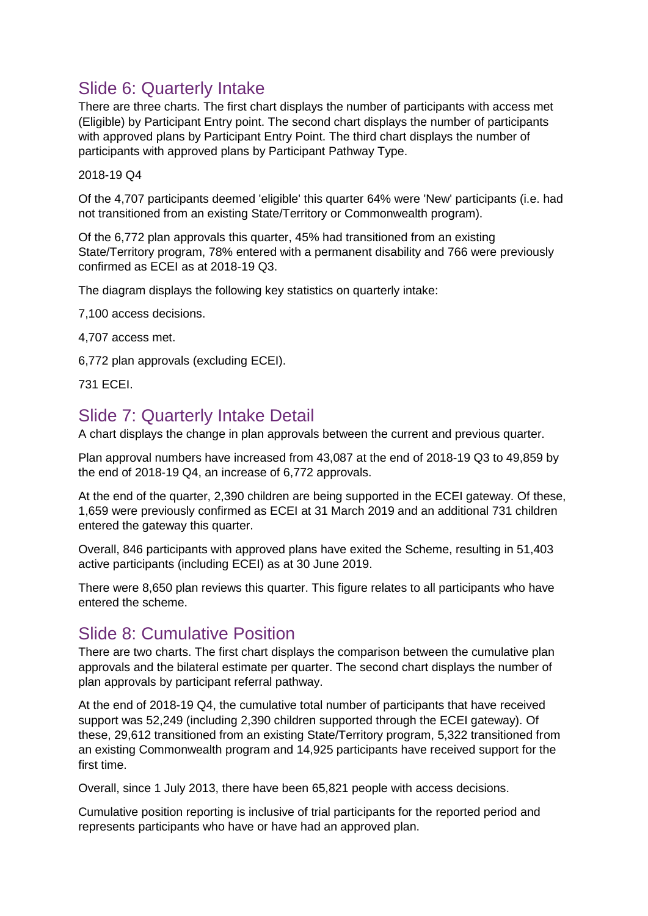## Slide 6: Quarterly Intake

There are three charts. The first chart displays the number of participants with access met (Eligible) by Participant Entry point. The second chart displays the number of participants with approved plans by Participant Entry Point. The third chart displays the number of participants with approved plans by Participant Pathway Type.

2018-19 Q4

Of the 4,707 participants deemed 'eligible' this quarter 64% were 'New' participants (i.e. had not transitioned from an existing State/Territory or Commonwealth program).

Of the 6,772 plan approvals this quarter, 45% had transitioned from an existing State/Territory program, 78% entered with a permanent disability and 766 were previously confirmed as ECEI as at 2018-19 Q3.

The diagram displays the following key statistics on quarterly intake:

7,100 access decisions.

4,707 access met.

6,772 plan approvals (excluding ECEI).

731 ECEI.

## Slide 7: Quarterly Intake Detail

A chart displays the change in plan approvals between the current and previous quarter.

Plan approval numbers have increased from 43,087 at the end of 2018-19 Q3 to 49,859 by the end of 2018-19 Q4, an increase of 6,772 approvals.

At the end of the quarter, 2,390 children are being supported in the ECEI gateway. Of these, 1,659 were previously confirmed as ECEI at 31 March 2019 and an additional 731 children entered the gateway this quarter.

Overall, 846 participants with approved plans have exited the Scheme, resulting in 51,403 active participants (including ECEI) as at 30 June 2019.

There were 8,650 plan reviews this quarter. This figure relates to all participants who have entered the scheme.

## Slide 8: Cumulative Position

There are two charts. The first chart displays the comparison between the cumulative plan approvals and the bilateral estimate per quarter. The second chart displays the number of plan approvals by participant referral pathway.

At the end of 2018-19 Q4, the cumulative total number of participants that have received support was 52,249 (including 2,390 children supported through the ECEI gateway). Of these, 29,612 transitioned from an existing State/Territory program, 5,322 transitioned from an existing Commonwealth program and 14,925 participants have received support for the first time.

Overall, since 1 July 2013, there have been 65,821 people with access decisions.

Cumulative position reporting is inclusive of trial participants for the reported period and represents participants who have or have had an approved plan.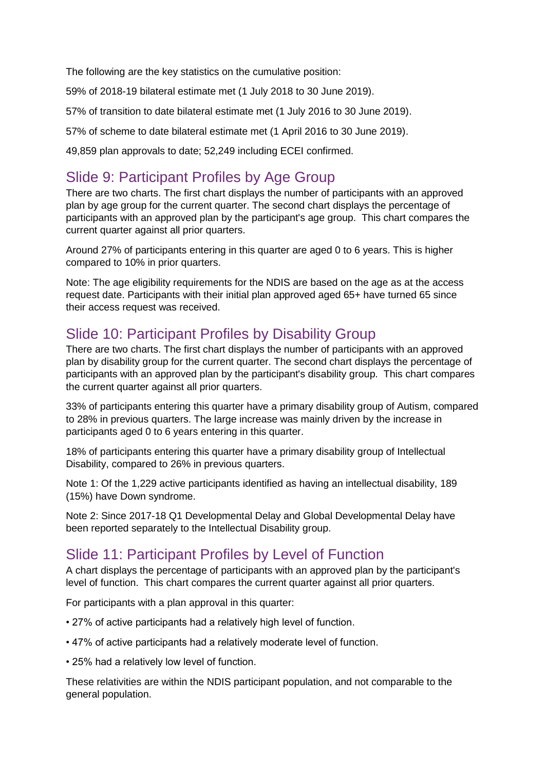The following are the key statistics on the cumulative position:

59% of 2018-19 bilateral estimate met (1 July 2018 to 30 June 2019).

57% of transition to date bilateral estimate met (1 July 2016 to 30 June 2019).

57% of scheme to date bilateral estimate met (1 April 2016 to 30 June 2019).

49,859 plan approvals to date; 52,249 including ECEI confirmed.

## Slide 9: Participant Profiles by Age Group

There are two charts. The first chart displays the number of participants with an approved plan by age group for the current quarter. The second chart displays the percentage of participants with an approved plan by the participant's age group. This chart compares the current quarter against all prior quarters.

Around 27% of participants entering in this quarter are aged 0 to 6 years. This is higher compared to 10% in prior quarters.

Note: The age eligibility requirements for the NDIS are based on the age as at the access request date. Participants with their initial plan approved aged 65+ have turned 65 since their access request was received.

## Slide 10: Participant Profiles by Disability Group

There are two charts. The first chart displays the number of participants with an approved plan by disability group for the current quarter. The second chart displays the percentage of participants with an approved plan by the participant's disability group. This chart compares the current quarter against all prior quarters.

33% of participants entering this quarter have a primary disability group of Autism, compared to 28% in previous quarters. The large increase was mainly driven by the increase in participants aged 0 to 6 years entering in this quarter.

18% of participants entering this quarter have a primary disability group of Intellectual Disability, compared to 26% in previous quarters.

Note 1: Of the 1,229 active participants identified as having an intellectual disability, 189 (15%) have Down syndrome.

Note 2: Since 2017-18 Q1 Developmental Delay and Global Developmental Delay have been reported separately to the Intellectual Disability group.

## Slide 11: Participant Profiles by Level of Function

A chart displays the percentage of participants with an approved plan by the participant's level of function. This chart compares the current quarter against all prior quarters.

For participants with a plan approval in this quarter:

- 27% of active participants had a relatively high level of function.
- 47% of active participants had a relatively moderate level of function.
- 25% had a relatively low level of function.

These relativities are within the NDIS participant population, and not comparable to the general population.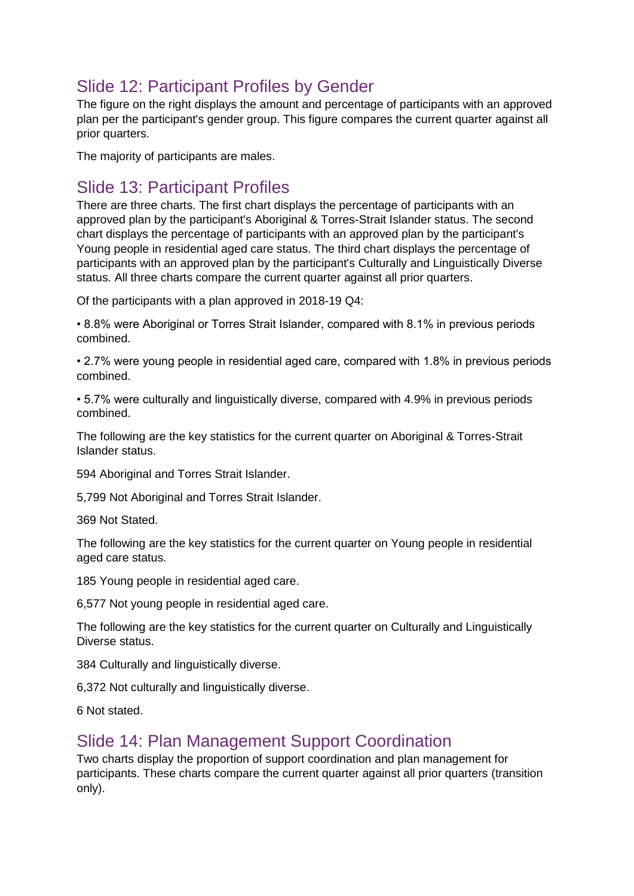## Slide 12: Participant Profiles by Gender

The figure on the right displays the amount and percentage of participants with an approved plan per the participant's gender group. This figure compares the current quarter against all prior quarters.

The majority of participants are males.

## Slide 13: Participant Profiles

There are three charts. The first chart displays the percentage of participants with an approved plan by the participant's Aboriginal & Torres-Strait Islander status. The second chart displays the percentage of participants with an approved plan by the participant's Young people in residential aged care status. The third chart displays the percentage of participants with an approved plan by the participant's Culturally and Linguistically Diverse status. All three charts compare the current quarter against all prior quarters.

Of the participants with a plan approved in 2018-19 Q4:

• 8.8% were Aboriginal or Torres Strait Islander, compared with 8.1% in previous periods combined.

• 2.7% were young people in residential aged care, compared with 1.8% in previous periods combined.

• 5.7% were culturally and linguistically diverse, compared with 4.9% in previous periods combined.

The following are the key statistics for the current quarter on Aboriginal & Torres-Strait Islander status.

594 Aboriginal and Torres Strait Islander.

5,799 Not Aboriginal and Torres Strait Islander.

369 Not Stated.

The following are the key statistics for the current quarter on Young people in residential aged care status.

185 Young people in residential aged care.

6,577 Not young people in residential aged care.

The following are the key statistics for the current quarter on Culturally and Linguistically Diverse status.

384 Culturally and linguistically diverse.

6,372 Not culturally and linguistically diverse.

6 Not stated.

## Slide 14: Plan Management Support Coordination

Two charts display the proportion of support coordination and plan management for participants. These charts compare the current quarter against all prior quarters (transition only).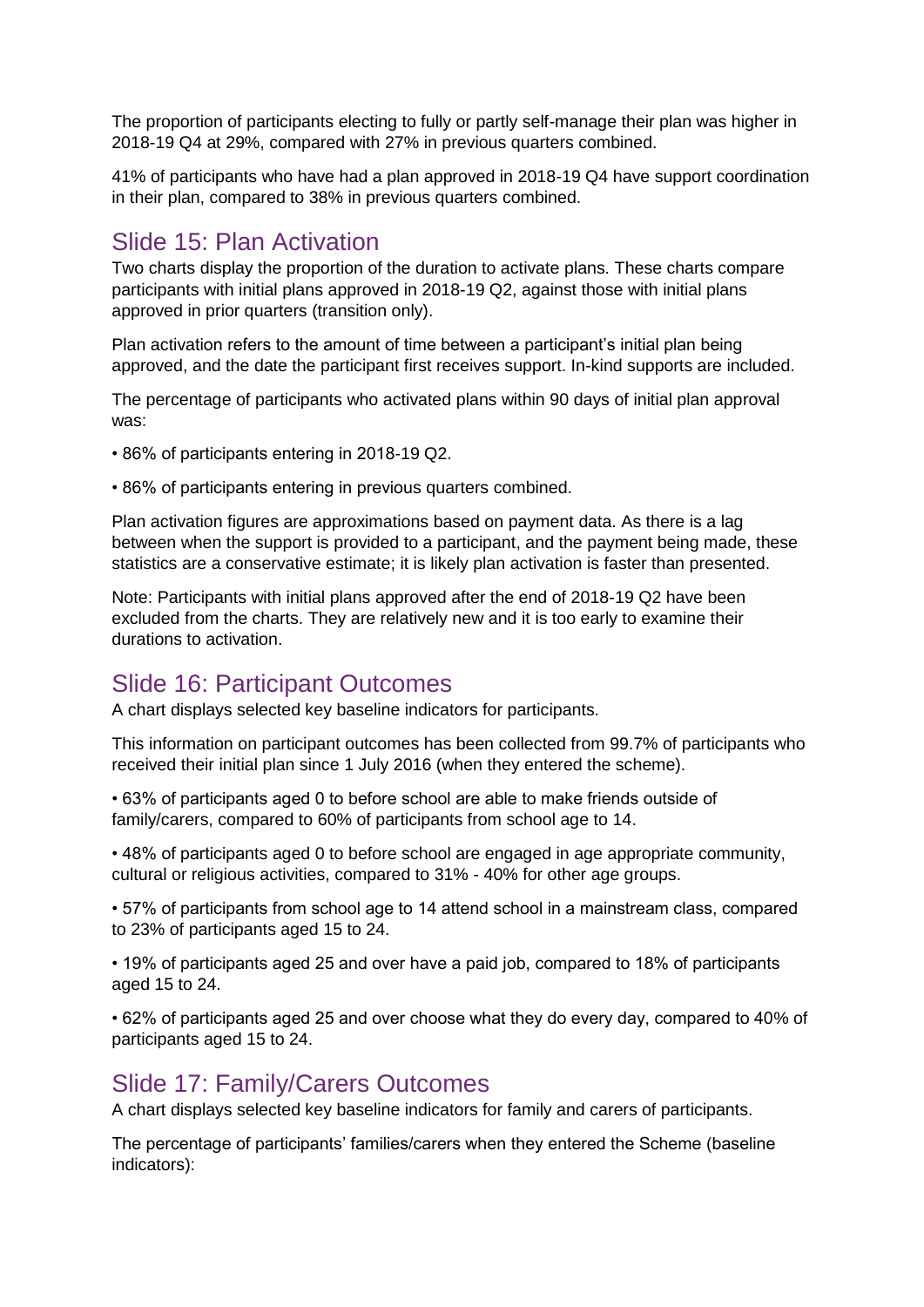The proportion of participants electing to fully or partly self-manage their plan was higher in 2018-19 Q4 at 29%, compared with 27% in previous quarters combined.

41% of participants who have had a plan approved in 2018-19 Q4 have support coordination in their plan, compared to 38% in previous quarters combined.

## Slide 15: Plan Activation

Two charts display the proportion of the duration to activate plans. These charts compare participants with initial plans approved in 2018-19 Q2, against those with initial plans approved in prior quarters (transition only).

Plan activation refers to the amount of time between a participant's initial plan being approved, and the date the participant first receives support. In-kind supports are included.

The percentage of participants who activated plans within 90 days of initial plan approval was:

- 86% of participants entering in 2018-19 Q2.
- 86% of participants entering in previous quarters combined.

Plan activation figures are approximations based on payment data. As there is a lag between when the support is provided to a participant, and the payment being made, these statistics are a conservative estimate; it is likely plan activation is faster than presented.

Note: Participants with initial plans approved after the end of 2018-19 Q2 have been excluded from the charts. They are relatively new and it is too early to examine their durations to activation.

## Slide 16: Participant Outcomes

A chart displays selected key baseline indicators for participants.

This information on participant outcomes has been collected from 99.7% of participants who received their initial plan since 1 July 2016 (when they entered the scheme).

- 63% of participants aged 0 to before school are able to make friends outside of family/carers, compared to 60% of participants from school age to 14.
- 48% of participants aged 0 to before school are engaged in age appropriate community, cultural or religious activities, compared to 31% - 40% for other age groups.
- 57% of participants from school age to 14 attend school in a mainstream class, compared to 23% of participants aged 15 to 24.
- 19% of participants aged 25 and over have a paid job, compared to 18% of participants aged 15 to 24.
- 62% of participants aged 25 and over choose what they do every day, compared to 40% of participants aged 15 to 24.

## Slide 17: Family/Carers Outcomes

A chart displays selected key baseline indicators for family and carers of participants.

The percentage of participants' families/carers when they entered the Scheme (baseline indicators):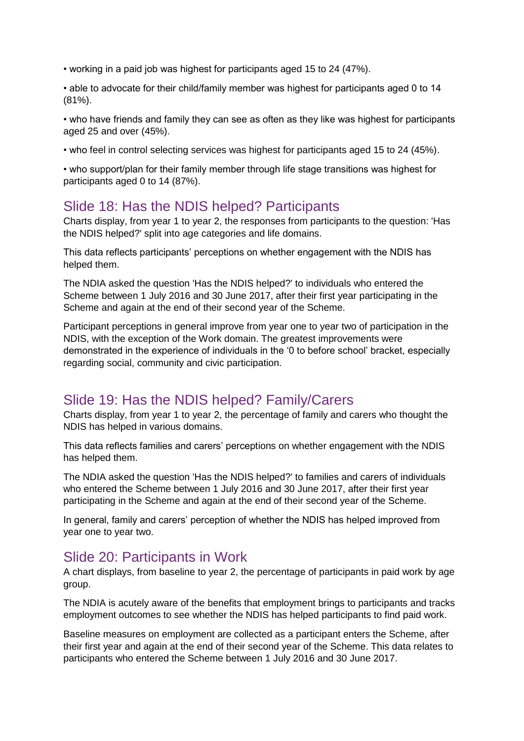- working in a paid job was highest for participants aged 15 to 24 (47%).
- able to advocate for their child/family member was highest for participants aged 0 to 14 (81%).
- who have friends and family they can see as often as they like was highest for participants aged 25 and over (45%).
- who feel in control selecting services was highest for participants aged 15 to 24 (45%).
- who support/plan for their family member through life stage transitions was highest for participants aged 0 to 14 (87%).

## Slide 18: Has the NDIS helped? Participants

Charts display, from year 1 to year 2, the responses from participants to the question: 'Has the NDIS helped?' split into age categories and life domains.

This data reflects participants' perceptions on whether engagement with the NDIS has helped them.

The NDIA asked the question 'Has the NDIS helped?' to individuals who entered the Scheme between 1 July 2016 and 30 June 2017, after their first year participating in the Scheme and again at the end of their second year of the Scheme.

Participant perceptions in general improve from year one to year two of participation in the NDIS, with the exception of the Work domain. The greatest improvements were demonstrated in the experience of individuals in the '0 to before school' bracket, especially regarding social, community and civic participation.

## Slide 19: Has the NDIS helped? Family/Carers

Charts display, from year 1 to year 2, the percentage of family and carers who thought the NDIS has helped in various domains.

This data reflects families and carers' perceptions on whether engagement with the NDIS has helped them.

The NDIA asked the question 'Has the NDIS helped?' to families and carers of individuals who entered the Scheme between 1 July 2016 and 30 June 2017, after their first year participating in the Scheme and again at the end of their second year of the Scheme.

In general, family and carers' perception of whether the NDIS has helped improved from year one to year two.

## Slide 20: Participants in Work

A chart displays, from baseline to year 2, the percentage of participants in paid work by age group.

The NDIA is acutely aware of the benefits that employment brings to participants and tracks employment outcomes to see whether the NDIS has helped participants to find paid work.

Baseline measures on employment are collected as a participant enters the Scheme, after their first year and again at the end of their second year of the Scheme. This data relates to participants who entered the Scheme between 1 July 2016 and 30 June 2017.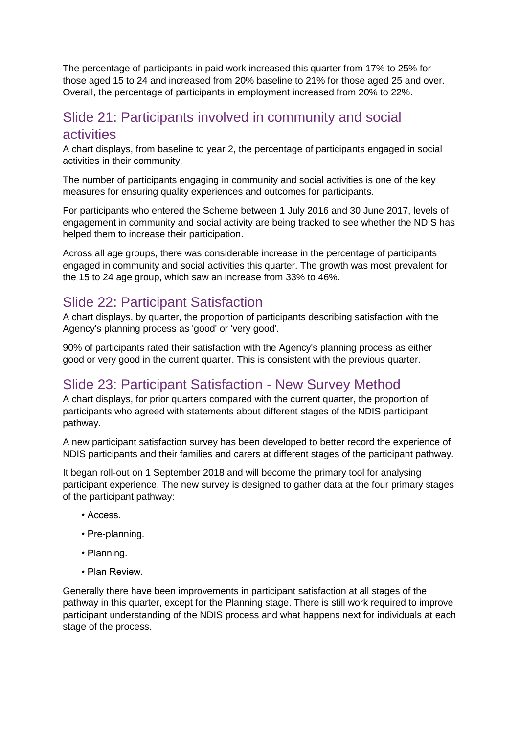The percentage of participants in paid work increased this quarter from 17% to 25% for those aged 15 to 24 and increased from 20% baseline to 21% for those aged 25 and over. Overall, the percentage of participants in employment increased from 20% to 22%.

## Slide 21: Participants involved in community and social activities

A chart displays, from baseline to year 2, the percentage of participants engaged in social activities in their community.

The number of participants engaging in community and social activities is one of the key measures for ensuring quality experiences and outcomes for participants.

For participants who entered the Scheme between 1 July 2016 and 30 June 2017, levels of engagement in community and social activity are being tracked to see whether the NDIS has helped them to increase their participation.

Across all age groups, there was considerable increase in the percentage of participants engaged in community and social activities this quarter. The growth was most prevalent for the 15 to 24 age group, which saw an increase from 33% to 46%.

## Slide 22: Participant Satisfaction

A chart displays, by quarter, the proportion of participants describing satisfaction with the Agency's planning process as 'good' or 'very good'.

90% of participants rated their satisfaction with the Agency's planning process as either good or very good in the current quarter. This is consistent with the previous quarter.

## Slide 23: Participant Satisfaction - New Survey Method

A chart displays, for prior quarters compared with the current quarter, the proportion of participants who agreed with statements about different stages of the NDIS participant pathway.

A new participant satisfaction survey has been developed to better record the experience of NDIS participants and their families and carers at different stages of the participant pathway.

It began roll-out on 1 September 2018 and will become the primary tool for analysing participant experience. The new survey is designed to gather data at the four primary stages of the participant pathway:

- Access.
- Pre-planning.
- Planning.
- Plan Review.

Generally there have been improvements in participant satisfaction at all stages of the pathway in this quarter, except for the Planning stage. There is still work required to improve participant understanding of the NDIS process and what happens next for individuals at each stage of the process.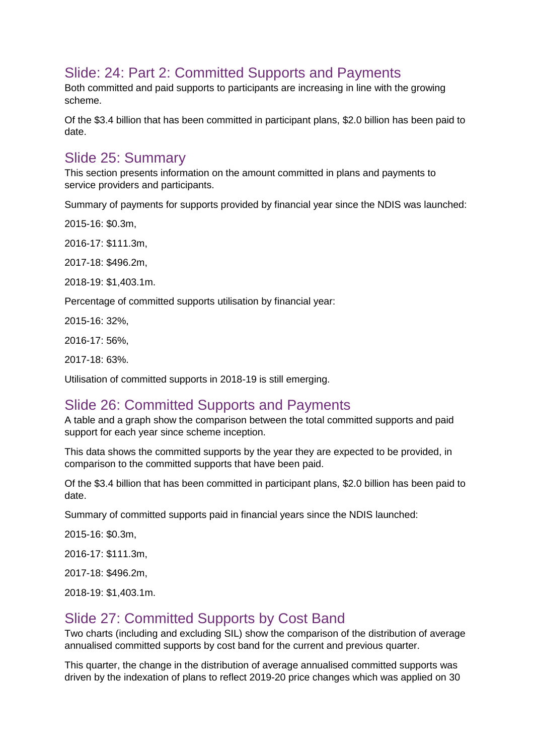## Slide: 24: Part 2: Committed Supports and Payments

Both committed and paid supports to participants are increasing in line with the growing scheme.

Of the $3.4 billion that has been committed in participant plans, $2.0 billion has been paid to date.

## Slide 25: Summary

This section presents information on the amount committed in plans and payments to service providers and participants.

Summary of payments for supports provided by financial year since the NDIS was launched:

2015-16: $0.3m,

2016-17: $111.3m,

2017-18: $496.2m,

2018-19: $1,403.1m.

Percentage of committed supports utilisation by financial year:

2015-16: 32%,

2016-17: 56%,

2017-18: 63%.

Utilisation of committed supports in 2018-19 is still emerging.

## Slide 26: Committed Supports and Payments

A table and a graph show the comparison between the total committed supports and paid support for each year since scheme inception.

This data shows the committed supports by the year they are expected to be provided, in comparison to the committed supports that have been paid.

Of the $3.4 billion that has been committed in participant plans, $2.0 billion has been paid to date.

Summary of committed supports paid in financial years since the NDIS launched:

2015-16: $0.3m,

2016-17: $111.3m,

2017-18: $496.2m,

2018-19: $1,403.1m.

## Slide 27: Committed Supports by Cost Band

Two charts (including and excluding SIL) show the comparison of the distribution of average annualised committed supports by cost band for the current and previous quarter.

This quarter, the change in the distribution of average annualised committed supports was driven by the indexation of plans to reflect 2019-20 price changes which was applied on 30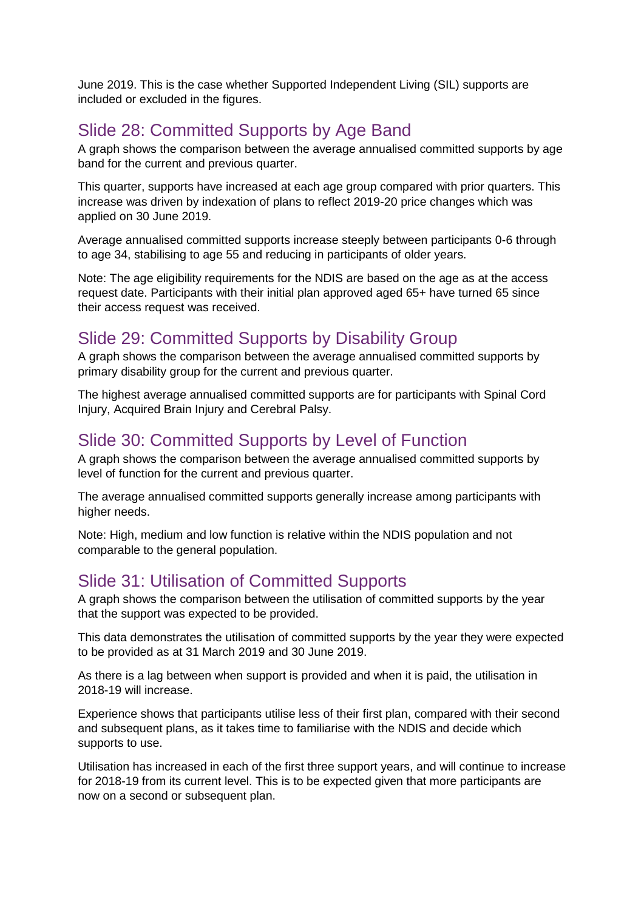June 2019. This is the case whether Supported Independent Living (SIL) supports are included or excluded in the figures.

## Slide 28: Committed Supports by Age Band

A graph shows the comparison between the average annualised committed supports by age band for the current and previous quarter.

This quarter, supports have increased at each age group compared with prior quarters. This increase was driven by indexation of plans to reflect 2019-20 price changes which was applied on 30 June 2019.

Average annualised committed supports increase steeply between participants 0-6 through to age 34, stabilising to age 55 and reducing in participants of older years.

Note: The age eligibility requirements for the NDIS are based on the age as at the access request date. Participants with their initial plan approved aged 65+ have turned 65 since their access request was received.

## Slide 29: Committed Supports by Disability Group

A graph shows the comparison between the average annualised committed supports by primary disability group for the current and previous quarter.

The highest average annualised committed supports are for participants with Spinal Cord Injury, Acquired Brain Injury and Cerebral Palsy.

## Slide 30: Committed Supports by Level of Function

A graph shows the comparison between the average annualised committed supports by level of function for the current and previous quarter.

The average annualised committed supports generally increase among participants with higher needs.

Note: High, medium and low function is relative within the NDIS population and not comparable to the general population.

## Slide 31: Utilisation of Committed Supports

A graph shows the comparison between the utilisation of committed supports by the year that the support was expected to be provided.

This data demonstrates the utilisation of committed supports by the year they were expected to be provided as at 31 March 2019 and 30 June 2019.

As there is a lag between when support is provided and when it is paid, the utilisation in 2018-19 will increase.

Experience shows that participants utilise less of their first plan, compared with their second and subsequent plans, as it takes time to familiarise with the NDIS and decide which supports to use.

Utilisation has increased in each of the first three support years, and will continue to increase for 2018-19 from its current level. This is to be expected given that more participants are now on a second or subsequent plan.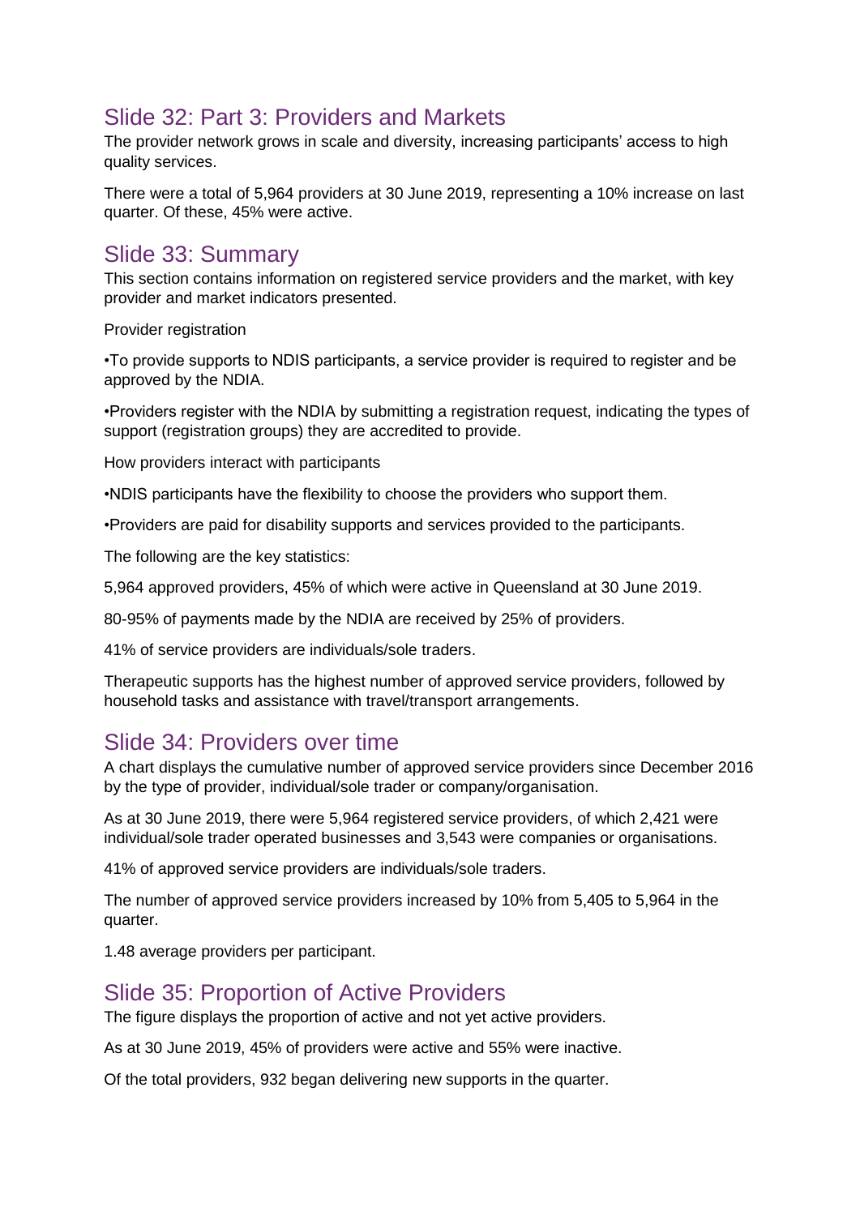## Slide 32: Part 3: Providers and Markets

The provider network grows in scale and diversity, increasing participants' access to high quality services.

There were a total of 5,964 providers at 30 June 2019, representing a 10% increase on last quarter. Of these, 45% were active.

## Slide 33: Summary

This section contains information on registered service providers and the market, with key provider and market indicators presented.

Provider registration

•To provide supports to NDIS participants, a service provider is required to register and be approved by the NDIA.

•Providers register with the NDIA by submitting a registration request, indicating the types of support (registration groups) they are accredited to provide.

How providers interact with participants

•NDIS participants have the flexibility to choose the providers who support them.

•Providers are paid for disability supports and services provided to the participants.

The following are the key statistics:

5,964 approved providers, 45% of which were active in Queensland at 30 June 2019.

80-95% of payments made by the NDIA are received by 25% of providers.

41% of service providers are individuals/sole traders.

Therapeutic supports has the highest number of approved service providers, followed by household tasks and assistance with travel/transport arrangements.

## Slide 34: Providers over time

A chart displays the cumulative number of approved service providers since December 2016 by the type of provider, individual/sole trader or company/organisation.

As at 30 June 2019, there were 5,964 registered service providers, of which 2,421 were individual/sole trader operated businesses and 3,543 were companies or organisations.

41% of approved service providers are individuals/sole traders.

The number of approved service providers increased by 10% from 5,405 to 5,964 in the quarter.

1.48 average providers per participant.

## Slide 35: Proportion of Active Providers

The figure displays the proportion of active and not yet active providers.

As at 30 June 2019, 45% of providers were active and 55% were inactive.

Of the total providers, 932 began delivering new supports in the quarter.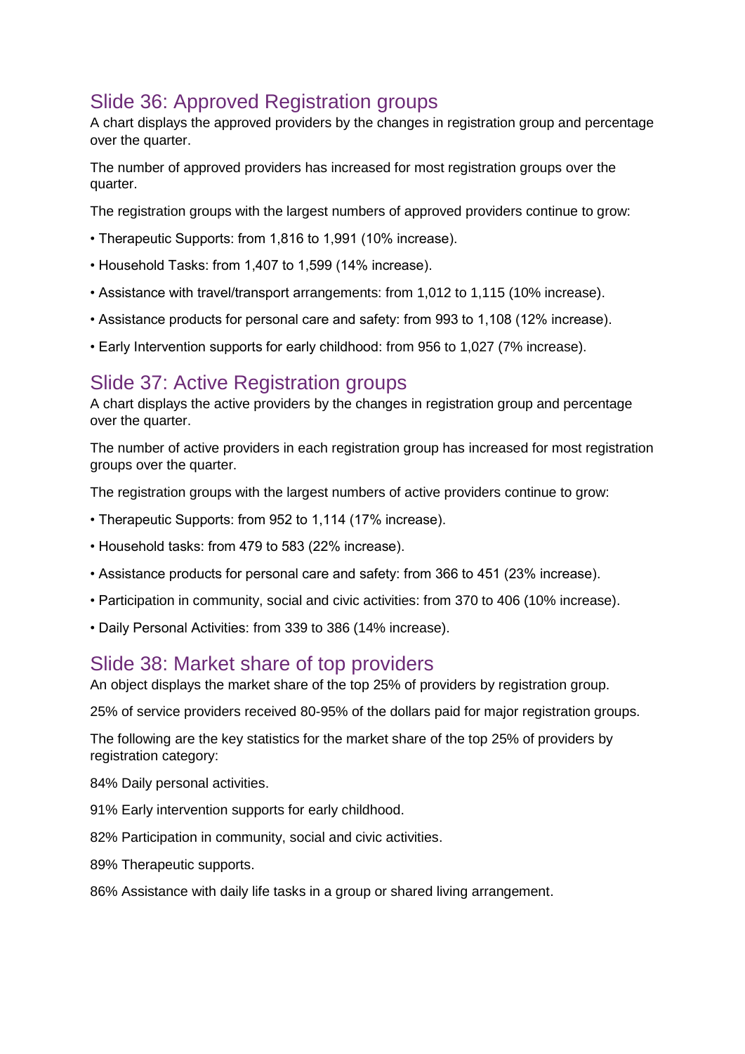## Slide 36: Approved Registration groups

A chart displays the approved providers by the changes in registration group and percentage over the quarter.

The number of approved providers has increased for most registration groups over the quarter.

The registration groups with the largest numbers of approved providers continue to grow:

- Therapeutic Supports: from 1,816 to 1,991 (10% increase).
- Household Tasks: from 1,407 to 1,599 (14% increase).
- Assistance with travel/transport arrangements: from 1,012 to 1,115 (10% increase).
- Assistance products for personal care and safety: from 993 to 1,108 (12% increase).
- Early Intervention supports for early childhood: from 956 to 1,027 (7% increase).

## Slide 37: Active Registration groups

A chart displays the active providers by the changes in registration group and percentage over the quarter.

The number of active providers in each registration group has increased for most registration groups over the quarter.

The registration groups with the largest numbers of active providers continue to grow:

- Therapeutic Supports: from 952 to 1,114 (17% increase).
- Household tasks: from 479 to 583 (22% increase).
- Assistance products for personal care and safety: from 366 to 451 (23% increase).
- Participation in community, social and civic activities: from 370 to 406 (10% increase).
- Daily Personal Activities: from 339 to 386 (14% increase).

## Slide 38: Market share of top providers

An object displays the market share of the top 25% of providers by registration group.

25% of service providers received 80-95% of the dollars paid for major registration groups.

The following are the key statistics for the market share of the top 25% of providers by registration category:

84% Daily personal activities.

91% Early intervention supports for early childhood.

82% Participation in community, social and civic activities.

89% Therapeutic supports.

86% Assistance with daily life tasks in a group or shared living arrangement.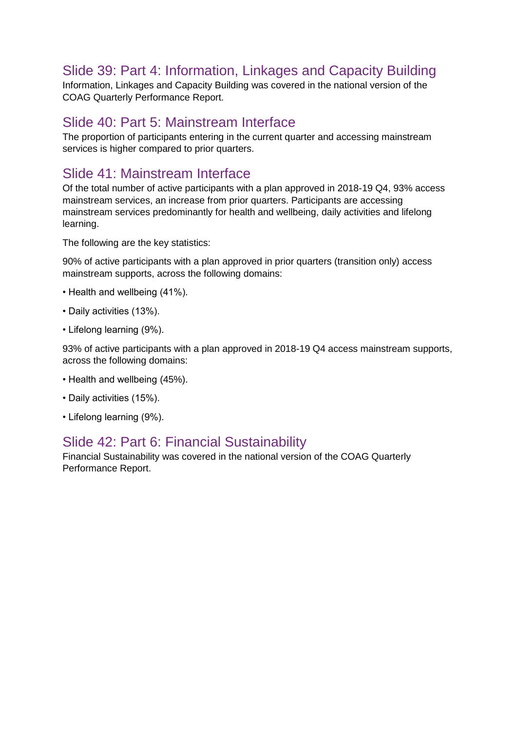## Slide 39: Part 4: Information, Linkages and Capacity Building

Information, Linkages and Capacity Building was covered in the national version of the COAG Quarterly Performance Report.

## Slide 40: Part 5: Mainstream Interface

The proportion of participants entering in the current quarter and accessing mainstream services is higher compared to prior quarters.

## Slide 41: Mainstream Interface

Of the total number of active participants with a plan approved in 2018-19 Q4, 93% access mainstream services, an increase from prior quarters. Participants are accessing mainstream services predominantly for health and wellbeing, daily activities and lifelong learning.

The following are the key statistics:

90% of active participants with a plan approved in prior quarters (transition only) access mainstream supports, across the following domains:

- Health and wellbeing (41%).
- Daily activities (13%).
- Lifelong learning (9%).

93% of active participants with a plan approved in 2018-19 Q4 access mainstream supports, across the following domains:

- Health and wellbeing (45%).
- Daily activities (15%).
- Lifelong learning (9%).

## Slide 42: Part 6: Financial Sustainability

Financial Sustainability was covered in the national version of the COAG Quarterly Performance Report.